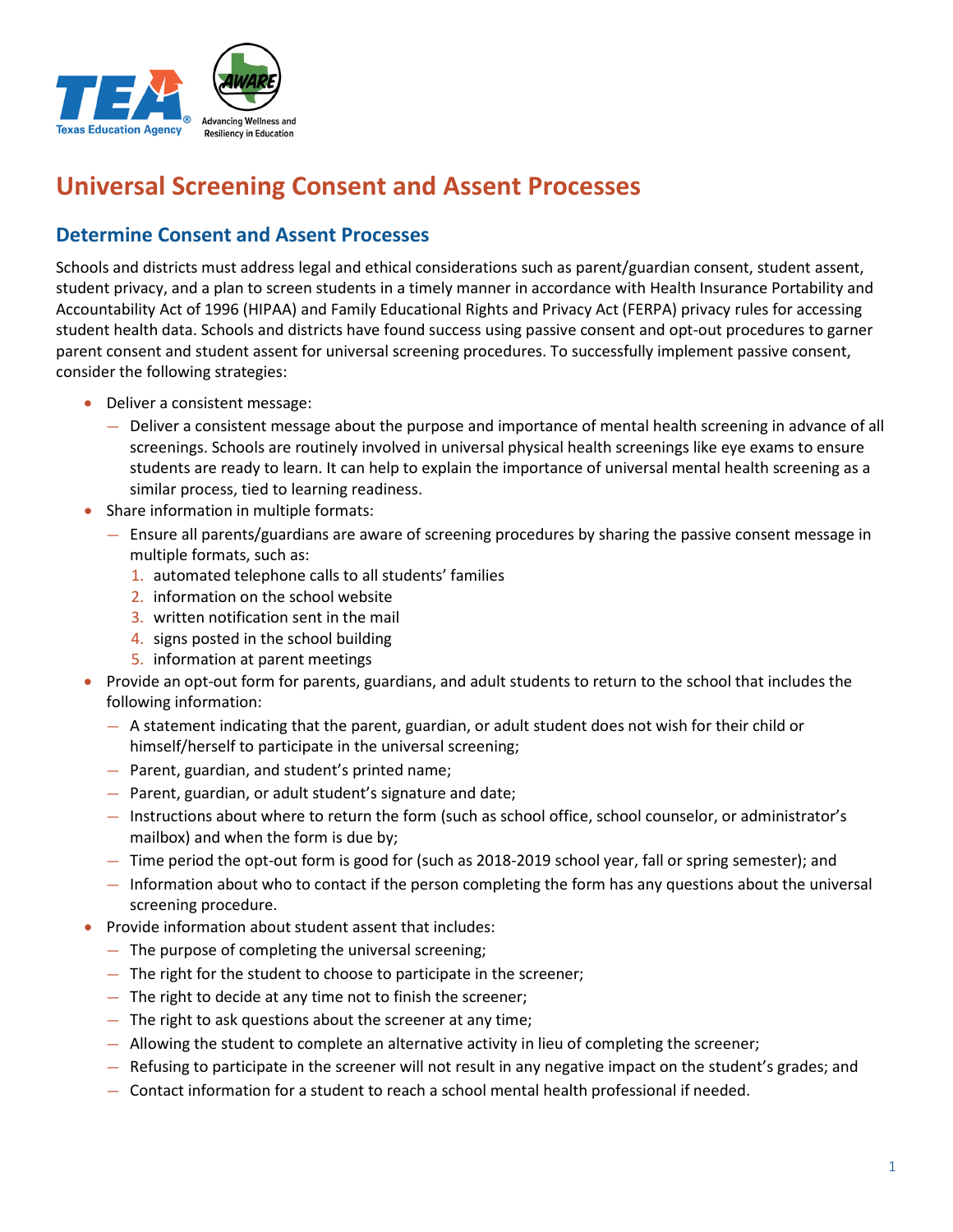# Universal Screening Consent and Assent Processes

## Determine Consent and Assent Processes

Schools and districts must address legal and ethical considerations such as parent/guardian consent, student assent, student privacy, and a plan to screen students in a timely manner in accordance with Health Insurance Portability and Accountability Act of 1996 (HIPAA) and Family Educational Rights and Privacy Act (FERPA) privacy rules for accessing student health data. Schools and districts have found success using passive consent and opt-out procedures to garner parent consent and student assent for universal screening procedures. To successfully implement passive consent, consider the following strategies:

- Deliver a consistent message:
  - Deliver a consistent message about the purpose and importance of mental health screening in advance of all screenings. Schools are routinely involved in universal physical health screenings like eye exams to ensure students are ready to learn. It can help to explain the importance of universal mental health screening as a similar process, tied to learning readiness.
- Share information in multiple formats:
  - Ensure all parents/guardians are aware of screening procedures by sharing the passive consent message in multiple formats, such as:
    1. automated telephone calls to all students' families
    2. information on the school website
    3. written notification sent in the mail
    4. signs posted in the school building
    5. information at parent meetings
- Provide an opt-out form for parents, guardians, and adult students to return to the school that includes the following information:
  - A statement indicating that the parent, guardian, or adult student does not wish for their child or himself/herself to participate in the universal screening;
  - Parent, guardian, and student's printed name;
  - Parent, guardian, or adult student's signature and date;
  - Instructions about where to return the form (such as school office, school counselor, or administrator's mailbox) and when the form is due by;
  - Time period the opt-out form is good for (such as 2018-2019 school year, fall or spring semester); and
  - Information about who to contact if the person completing the form has any questions about the universal screening procedure.
- Provide information about student assent that includes:
  - The purpose of completing the universal screening;
  - The right for the student to choose to participate in the screener;
  - The right to decide at any time not to finish the screener;
  - The right to ask questions about the screener at any time;
  - Allowing the student to complete an alternative activity in lieu of completing the screener;
  - Refusing to participate in the screener will not result in any negative impact on the student's grades; and
  - Contact information for a student to reach a school mental health professional if needed.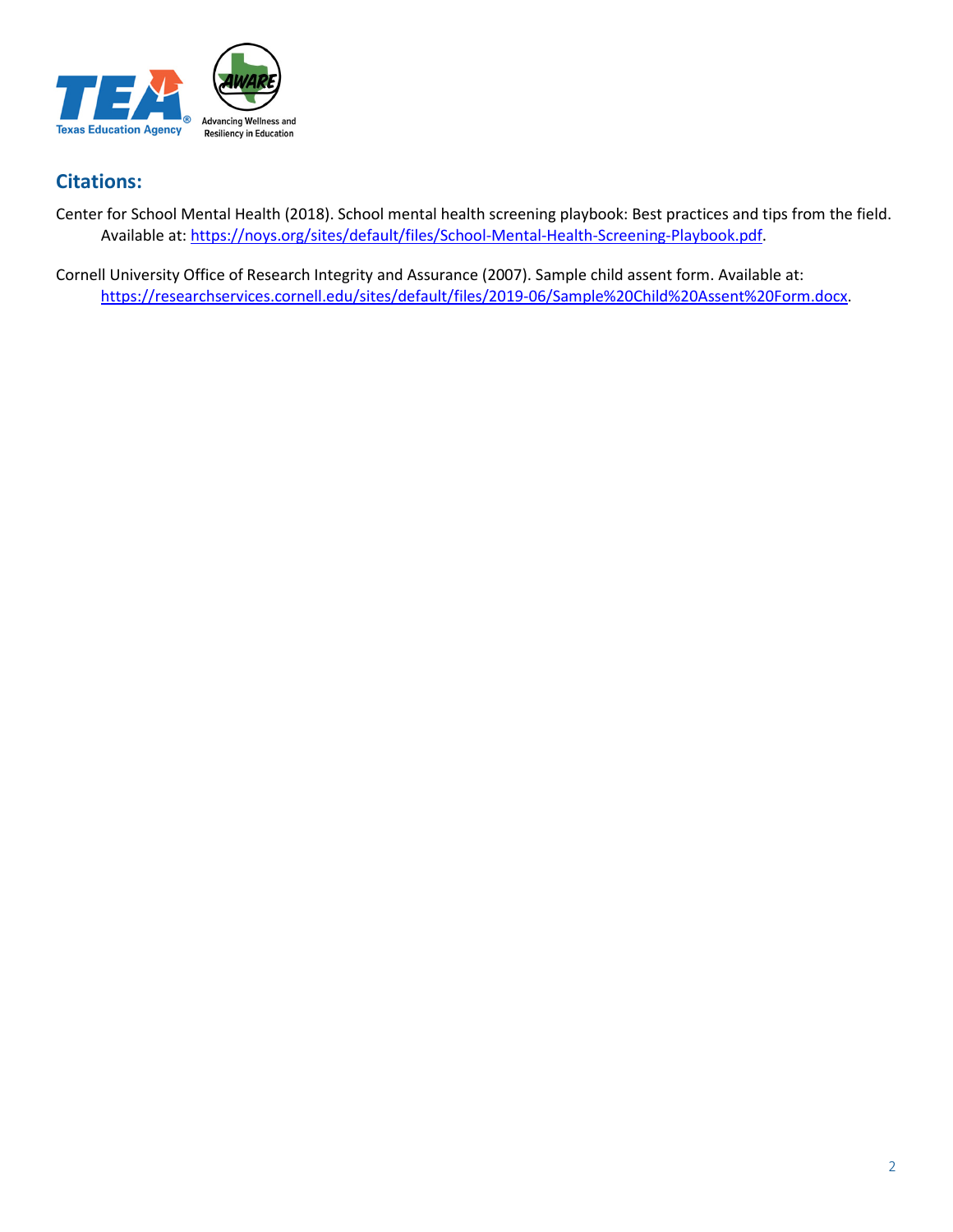## Citations:

Center for School Mental Health (2018). School mental health screening playbook: Best practices and tips from the field. Available at: https://noys.org/sites/default/files/School-Mental-Health-Screening-Playbook.pdf.

Cornell University Office of Research Integrity and Assurance (2007). Sample child assent form. Available at: https://researchservices.cornell.edu/sites/default/files/2019-06/Sample%20Child%20Assent%20Form.docx.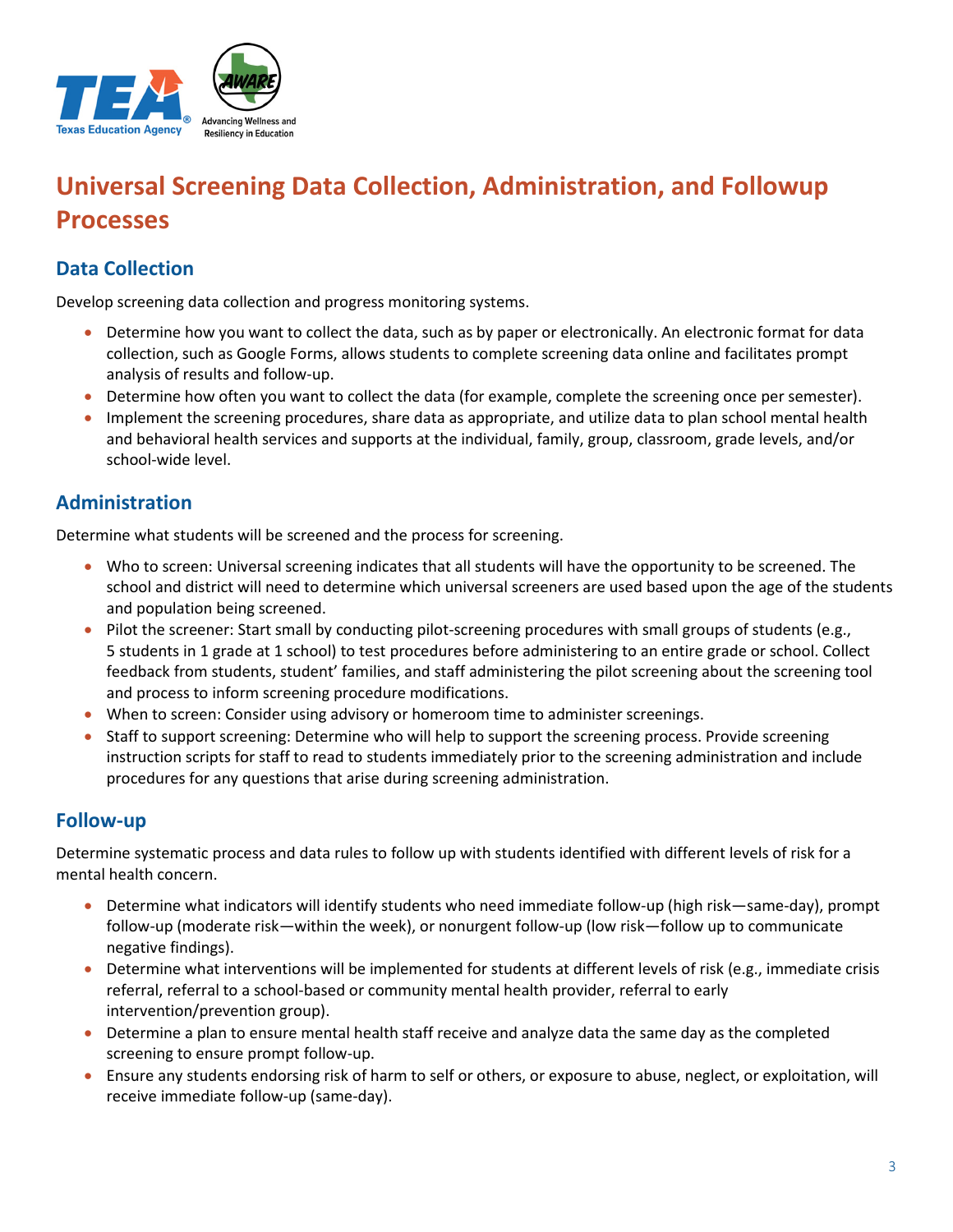# Universal Screening Data Collection, Administration, and Followup Processes

## Data Collection

Develop screening data collection and progress monitoring systems.

- Determine how you want to collect the data, such as by paper or electronically. An electronic format for data collection, such as Google Forms, allows students to complete screening data online and facilitates prompt analysis of results and follow-up.
- Determine how often you want to collect the data (for example, complete the screening once per semester).
- Implement the screening procedures, share data as appropriate, and utilize data to plan school mental health and behavioral health services and supports at the individual, family, group, classroom, grade levels, and/or school-wide level.

## Administration

Determine what students will be screened and the process for screening.

- Who to screen: Universal screening indicates that all students will have the opportunity to be screened. The school and district will need to determine which universal screeners are used based upon the age of the students and population being screened.
- Pilot the screener: Start small by conducting pilot-screening procedures with small groups of students (e.g., 5 students in 1 grade at 1 school) to test procedures before administering to an entire grade or school. Collect feedback from students, student' families, and staff administering the pilot screening about the screening tool and process to inform screening procedure modifications.
- When to screen: Consider using advisory or homeroom time to administer screenings.
- Staff to support screening: Determine who will help to support the screening process. Provide screening instruction scripts for staff to read to students immediately prior to the screening administration and include procedures for any questions that arise during screening administration.

## Follow-up

Determine systematic process and data rules to follow up with students identified with different levels of risk for a mental health concern.

- Determine what indicators will identify students who need immediate follow-up (high risk—same-day), prompt follow-up (moderate risk—within the week), or nonurgent follow-up (low risk—follow up to communicate negative findings).
- Determine what interventions will be implemented for students at different levels of risk (e.g., immediate crisis referral, referral to a school-based or community mental health provider, referral to early intervention/prevention group).
- Determine a plan to ensure mental health staff receive and analyze data the same day as the completed screening to ensure prompt follow-up.
- Ensure any students endorsing risk of harm to self or others, or exposure to abuse, neglect, or exploitation, will receive immediate follow-up (same-day).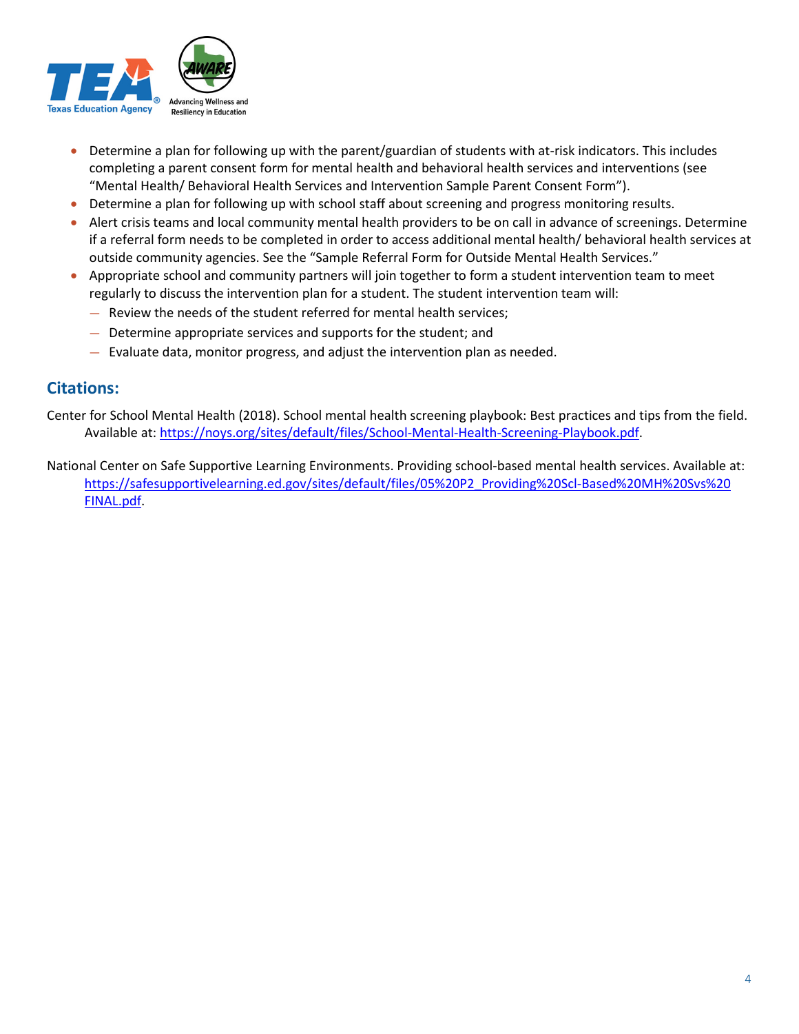- Determine a plan for following up with the parent/guardian of students with at-risk indicators. This includes completing a parent consent form for mental health and behavioral health services and interventions (see "Mental Health/ Behavioral Health Services and Intervention Sample Parent Consent Form").
- Determine a plan for following up with school staff about screening and progress monitoring results.
- Alert crisis teams and local community mental health providers to be on call in advance of screenings. Determine if a referral form needs to be completed in order to access additional mental health/ behavioral health services at outside community agencies. See the "Sample Referral Form for Outside Mental Health Services."
- Appropriate school and community partners will join together to form a student intervention team to meet regularly to discuss the intervention plan for a student. The student intervention team will:
  - Review the needs of the student referred for mental health services;
  - Determine appropriate services and supports for the student; and
  - Evaluate data, monitor progress, and adjust the intervention plan as needed.

## Citations:

Center for School Mental Health (2018). School mental health screening playbook: Best practices and tips from the field. Available at: https://noys.org/sites/default/files/School-Mental-Health-Screening-Playbook.pdf.

National Center on Safe Supportive Learning Environments. Providing school-based mental health services. Available at: https://safesupportivelearning.ed.gov/sites/default/files/05%20P2_Providing%20Scl-Based%20MH%20Svs%20FINAL.pdf.